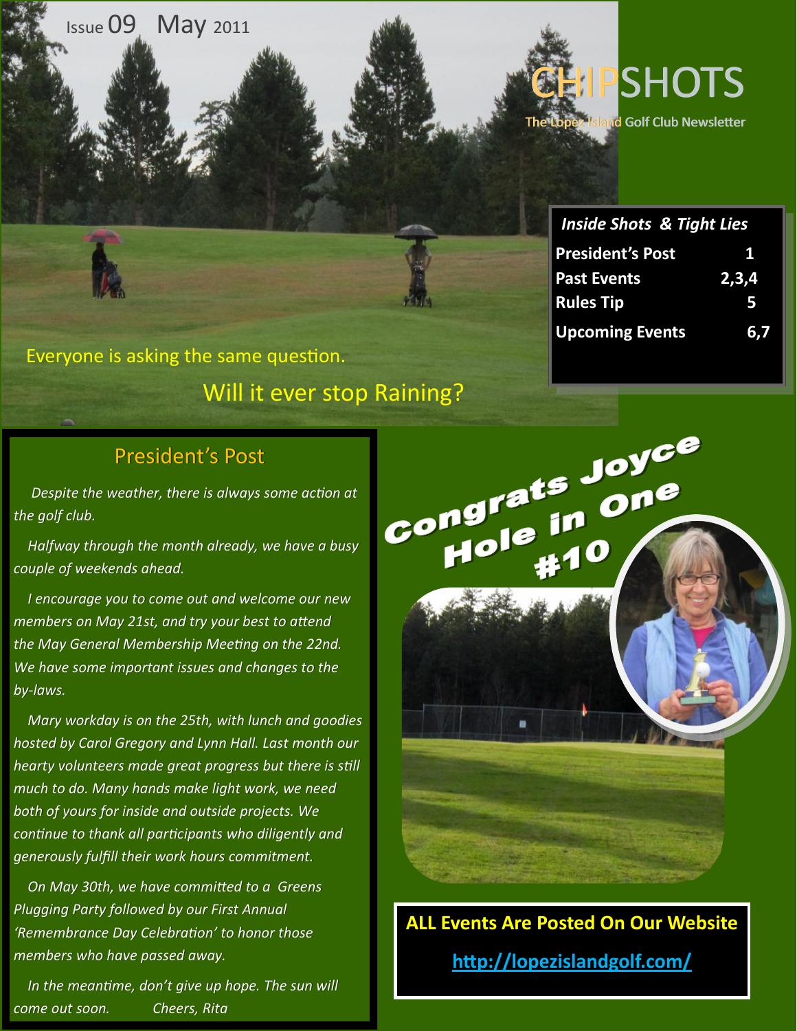Issue 09 May 2011

# CHIPSHOTS

The Lopez Island Golf Club Newsletter

Everyone is asking the same question.

Will it ever stop Raining?

***Inside Shots & Tight Lies***

| | |
|---|---|
| **President's Post** | **1** |
| **Past Events** | **2,3,4** |
| **Rules Tip** | **5** |
| **Upcoming Events** | **6,7** |

## President's Post

*Despite the weather, there is always some action at the golf club.*

*Halfway through the month already, we have a busy couple of weekends ahead.*

*I encourage you to come out and welcome our new members on May 21st, and try your best to attend the May General Membership Meeting on the 22nd. We have some important issues and changes to the by-laws.*

*Mary workday is on the 25th, with lunch and goodies hosted by Carol Gregory and Lynn Hall. Last month our hearty volunteers made great progress but there is still much to do. Many hands make light work, we need both of yours for inside and outside projects. We continue to thank all participants who diligently and generously fulfill their work hours commitment.*

*On May 30th, we have committed to a Greens Plugging Party followed by our First Annual 'Remembrance Day Celebration' to honor those members who have passed away.*

*In the meantime, don't give up hope. The sun will come out soon. Cheers, Rita*

**Congrats Joyce Hole in One #10**

**ALL Events Are Posted On Our Website**

**http://lopezislandgolf.com/**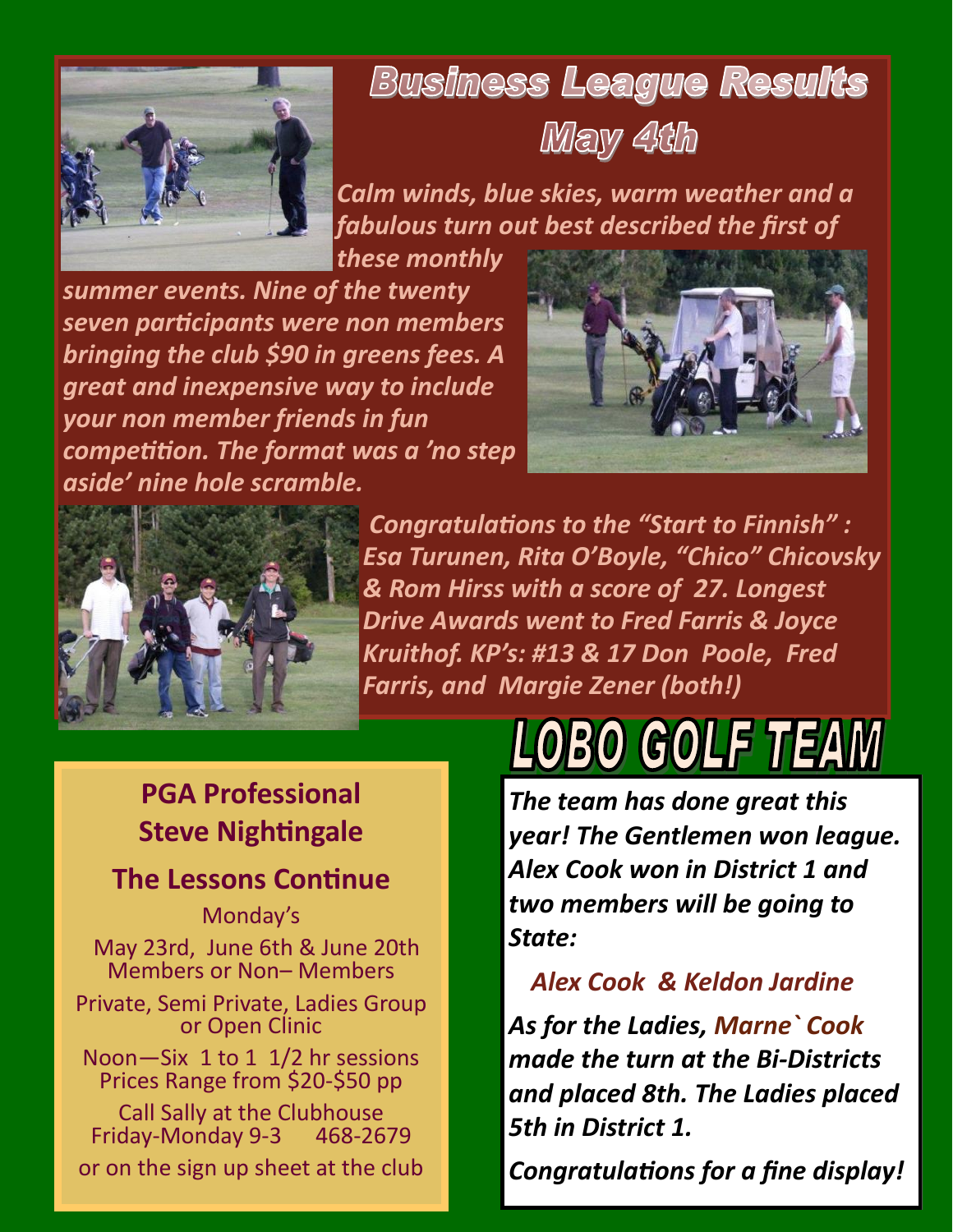# Business League Results May 4th

*Calm winds, blue skies, warm weather and a fabulous turn out best described the first of these monthly summer events. Nine of the twenty seven participants were non members bringing the club $90 in greens fees. A great and inexpensive way to include your non member friends in fun competition. The format was a 'no step aside' nine hole scramble.*

*Congratulations to the "Start to Finnish" : Esa Turunen, Rita O'Boyle, "Chico" Chicovsky & Rom Hirss with a score of 27. Longest Drive Awards went to Fred Farris & Joyce Kruithof. KP's: #13 & 17 Don Poole, Fred Farris, and Margie Zener (both!)*

## PGA Professional Steve Nightingale

### The Lessons Continue

Monday's

May 23rd, June 6th & June 20th
Members or Non– Members

Private, Semi Private, Ladies Group or Open Clinic

Noon—Six 1 to 1 1/2 hr sessions
Prices Range from $20-$50 pp

Call Sally at the Clubhouse
Friday-Monday 9-3 468-2679

or on the sign up sheet at the club

# LOBO GOLF TEAM

***The team has done great this year! The Gentlemen won league. Alex Cook won in District 1 and two members will be going to State:***

***Alex Cook & Keldon Jardine***

***As for the Ladies, Marne` Cook made the turn at the Bi-Districts and placed 8th. The Ladies placed 5th in District 1.***

***Congratulations for a fine display!***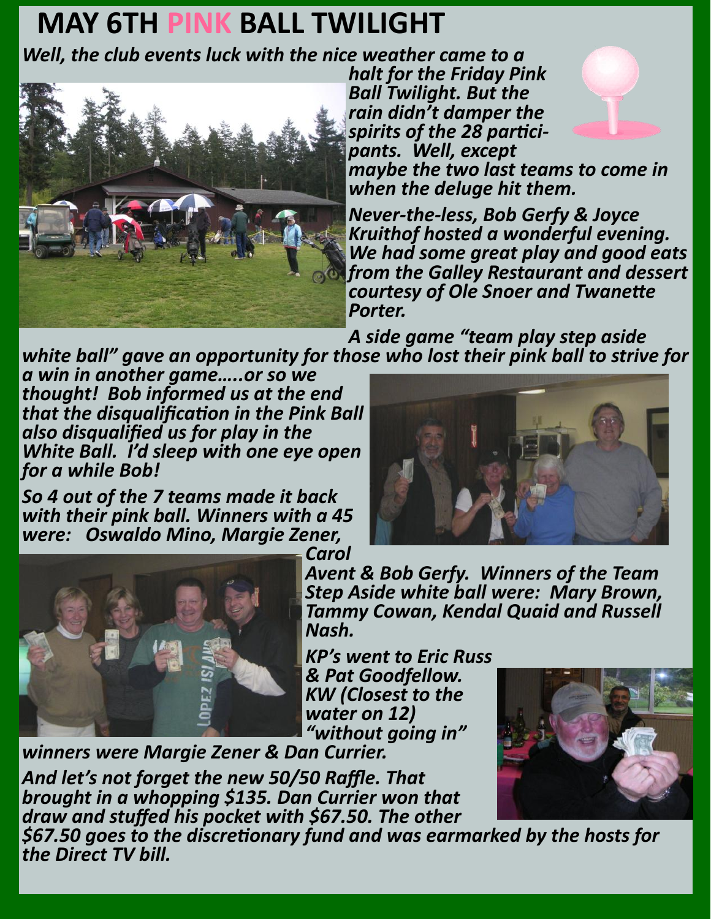# MAY 6TH PINK BALL TWILIGHT

***Well, the club events luck with the nice weather came to a halt for the Friday Pink Ball Twilight. But the rain didn't damper the spirits of the 28 participants. Well, except maybe the two last teams to come in when the deluge hit them.***

***Never-the-less, Bob Gerfy & Joyce Kruithof hosted a wonderful evening. We had some great play and good eats from the Galley Restaurant and dessert courtesy of Ole Snoer and Twanette Porter.***

***A side game "team play step aside white ball" gave an opportunity for those who lost their pink ball to strive for a win in another game…..or so we thought! Bob informed us at the end that the disqualification in the Pink Ball also disqualified us for play in the White Ball. I'd sleep with one eye open for a while Bob!***

***So 4 out of the 7 teams made it back with their pink ball. Winners with a 45 were: Oswaldo Mino, Margie Zener, Carol Avent & Bob Gerfy. Winners of the Team Step Aside white ball were: Mary Brown, Tammy Cowan, Kendal Quaid and Russell Nash.***

***KP's went to Eric Russ & Pat Goodfellow. KW (Closest to the water on 12) "without going in" winners were Margie Zener & Dan Currier.***

***And let's not forget the new 50/50 Raffle. That brought in a whopping $135. Dan Currier won that draw and stuffed his pocket with $67.50. The other $67.50 goes to the discretionary fund and was earmarked by the hosts for the Direct TV bill.***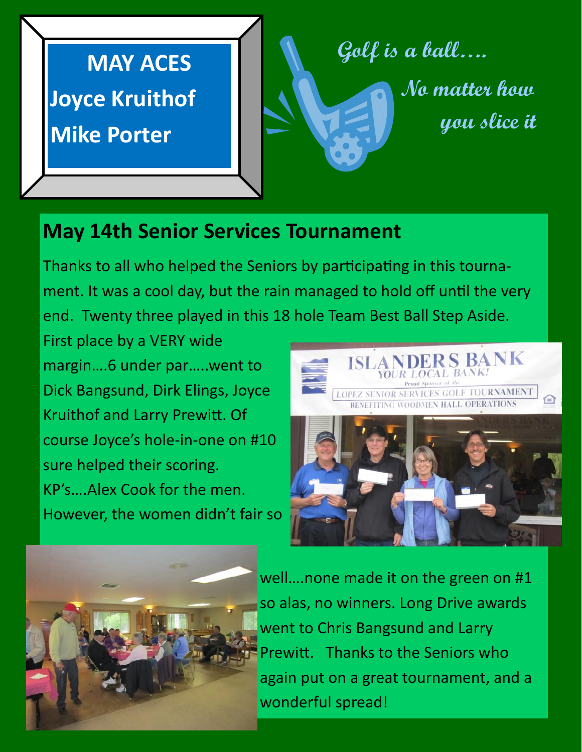**MAY ACES**

**Joyce Kruithof**

**Mike Porter**

*Golf is a ball….*

*No matter how*

*you slice it*

## May 14th Senior Services Tournament

Thanks to all who helped the Seniors by participating in this tournament. It was a cool day, but the rain managed to hold off until the very end. Twenty three played in this 18 hole Team Best Ball Step Aside. First place by a VERY wide margin….6 under par…..went to Dick Bangsund, Dirk Elings, Joyce Kruithof and Larry Prewitt. Of course Joyce's hole-in-one on #10 sure helped their scoring. KP's….Alex Cook for the men. However, the women didn't fair so well….none made it on the green on #1 so alas, no winners. Long Drive awards went to Chris Bangsund and Larry Prewitt. Thanks to the Seniors who again put on a great tournament, and a wonderful spread!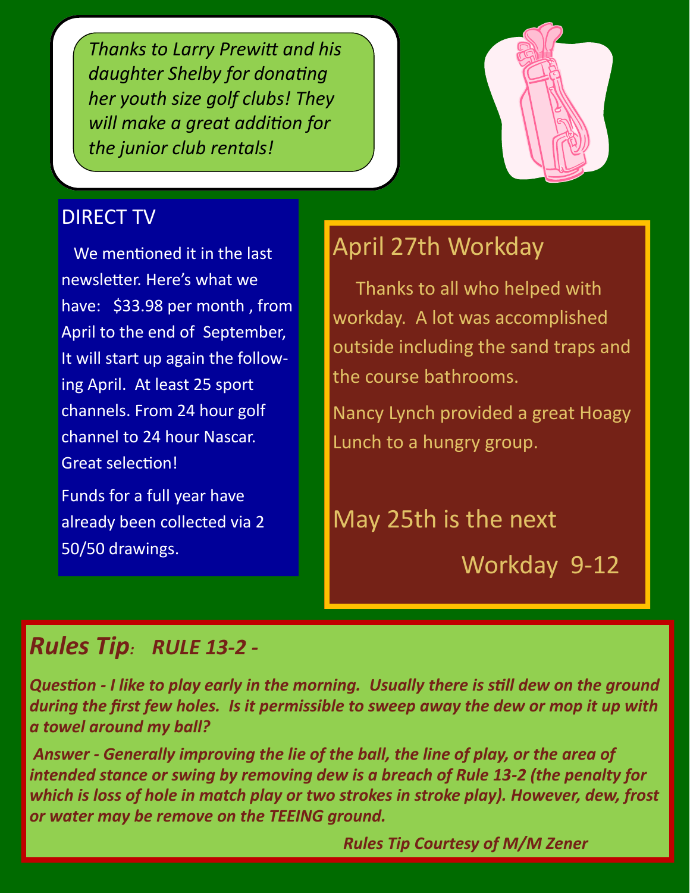*Thanks to Larry Prewitt and his daughter Shelby for donating her youth size golf clubs! They will make a great addition for the junior club rentals!*

## DIRECT TV

We mentioned it in the last newsletter. Here's what we have: $33.98 per month , from April to the end of September, It will start up again the following April. At least 25 sport channels. From 24 hour golf channel to 24 hour Nascar. Great selection!

Funds for a full year have already been collected via 2 50/50 drawings.

## April 27th Workday

Thanks to all who helped with workday. A lot was accomplished outside including the sand traps and the course bathrooms.

Nancy Lynch provided a great Hoagy Lunch to a hungry group.

## May 25th is the next Workday 9-12

## *Rules Tip: RULE 13-2 -*

***Question - I like to play early in the morning. Usually there is still dew on the ground during the first few holes. Is it permissible to sweep away the dew or mop it up with a towel around my ball?***

***Answer - Generally improving the lie of the ball, the line of play, or the area of intended stance or swing by removing dew is a breach of Rule 13-2 (the penalty for which is loss of hole in match play or two strokes in stroke play). However, dew, frost or water may be remove on the TEEING ground.***

***Rules Tip Courtesy of M/M Zener***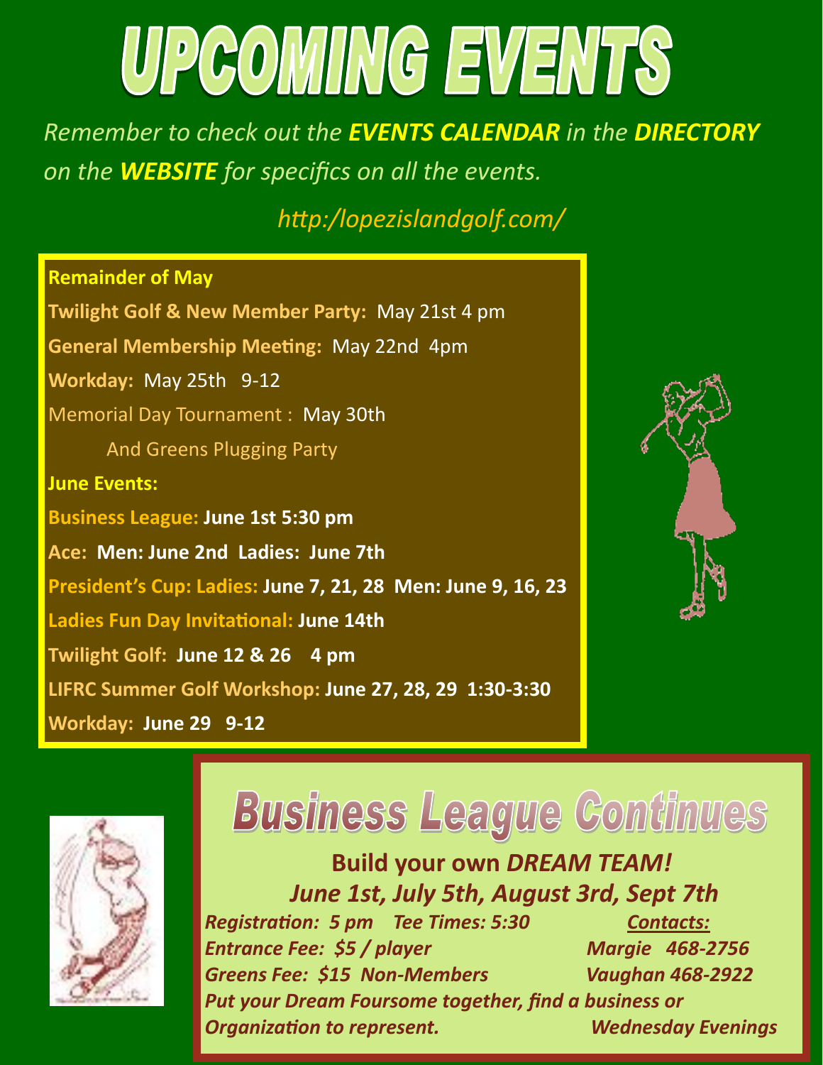# UPCOMING EVENTS

*Remember to check out the* ***EVENTS CALENDAR*** *in the* ***DIRECTORY*** *on the* ***WEBSITE*** *for specifics on all the events.*

*http:/lopezislandgolf.com/*

**Remainder of May**

**Twilight Golf & New Member Party:** May 21st 4 pm

**General Membership Meeting:** May 22nd 4pm

**Workday:** May 25th 9-12

Memorial Day Tournament : May 30th
And Greens Plugging Party

**June Events:**

**Business League: June 1st 5:30 pm**

**Ace: Men: June 2nd Ladies: June 7th**

**President's Cup: Ladies: June 7, 21, 28 Men: June 9, 16, 23**

**Ladies Fun Day Invitational: June 14th**

**Twilight Golf: June 12 & 26 4 pm**

**LIFRC Summer Golf Workshop: June 27, 28, 29 1:30-3:30**

**Workday: June 29 9-12**

## Business League Continues

**Build your own *DREAM TEAM!***

***June 1st, July 5th, August 3rd, Sept 7th***

***Registration: 5 pm Tee Times: 5:30***

***Entrance Fee: $5 / player***

***Greens Fee: $15 Non-Members***

***Put your Dream Foursome together, find a business or Organization to represent.***

***Contacts:***

***Margie 468-2756***

***Vaughan 468-2922***

***Wednesday Evenings***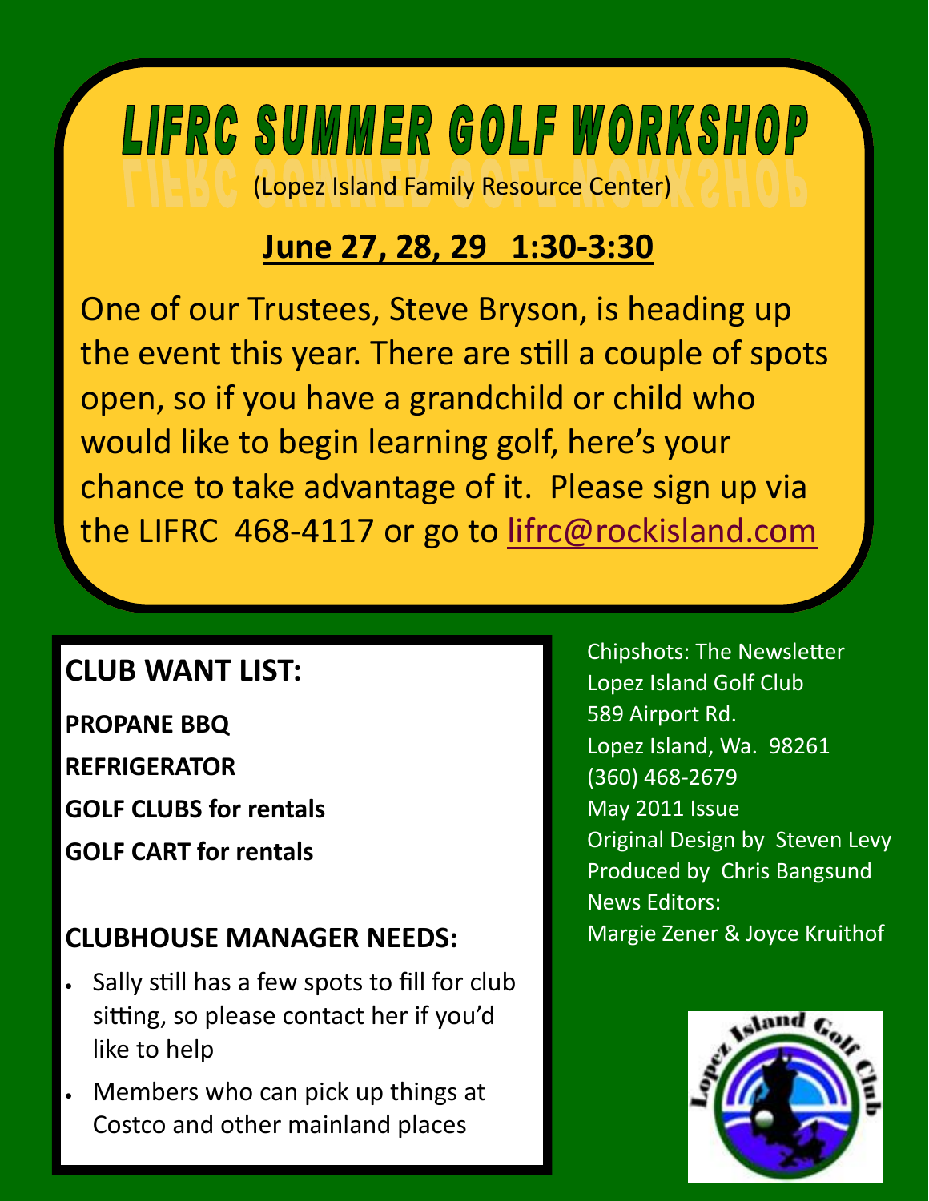# LIFRC SUMMER GOLF WORKSHOP

(Lopez Island Family Resource Center)

## June 27, 28, 29 1:30-3:30

One of our Trustees, Steve Bryson, is heading up the event this year. There are still a couple of spots open, so if you have a grandchild or child who would like to begin learning golf, here's your chance to take advantage of it. Please sign up via the LIFRC 468-4117 or go to lifrc@rockisland.com

## CLUB WANT LIST:

**PROPANE BBQ**

**REFRIGERATOR**

**GOLF CLUBS for rentals**

**GOLF CART for rentals**

## CLUBHOUSE MANAGER NEEDS:

- Sally still has a few spots to fill for club sitting, so please contact her if you'd like to help
- Members who can pick up things at Costco and other mainland places

Chipshots: The Newsletter
Lopez Island Golf Club
589 Airport Rd.
Lopez Island, Wa. 98261
(360) 468-2679
May 2011 Issue
Original Design by Steven Levy
Produced by Chris Bangsund
News Editors:
Margie Zener & Joyce Kruithof

Lopez Island Golf Club